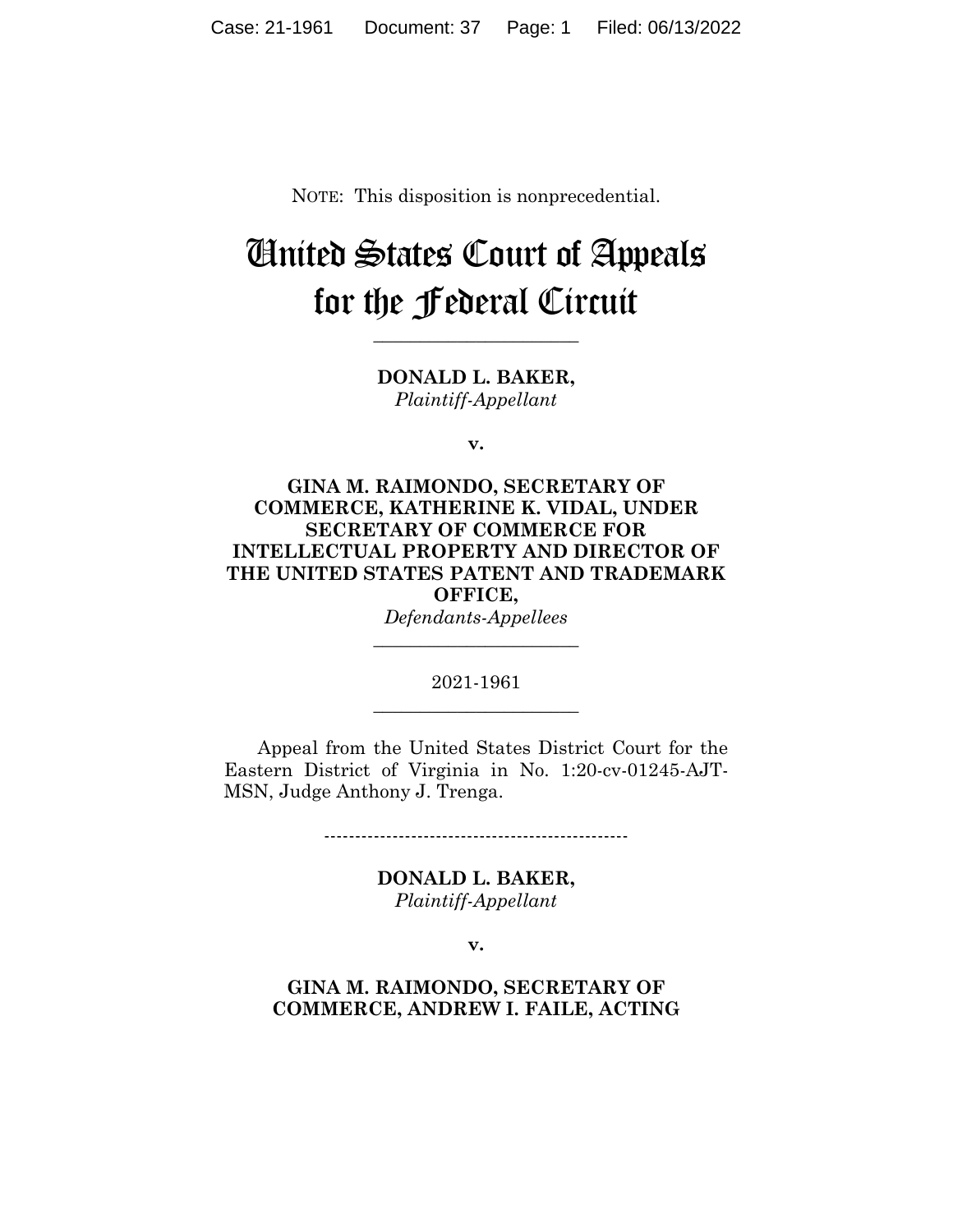NOTE: This disposition is nonprecedential.

# United States Court of Appeals for the Federal Circuit

______________________

**DONALD L. BAKER,**
*Plaintiff-Appellant*

**v.**

**GINA M. RAIMONDO, SECRETARY OF COMMERCE, KATHERINE K. VIDAL, UNDER SECRETARY OF COMMERCE FOR INTELLECTUAL PROPERTY AND DIRECTOR OF THE UNITED STATES PATENT AND TRADEMARK OFFICE,**
*Defendants-Appellees*

______________________

2021-1961

______________________

Appeal from the United States District Court for the Eastern District of Virginia in No. 1:20-cv-01245-AJT-MSN, Judge Anthony J. Trenga.

------------------------------------------------

**DONALD L. BAKER,**
*Plaintiff-Appellant*

**v.**

**GINA M. RAIMONDO, SECRETARY OF COMMERCE, ANDREW I. FAILE, ACTING**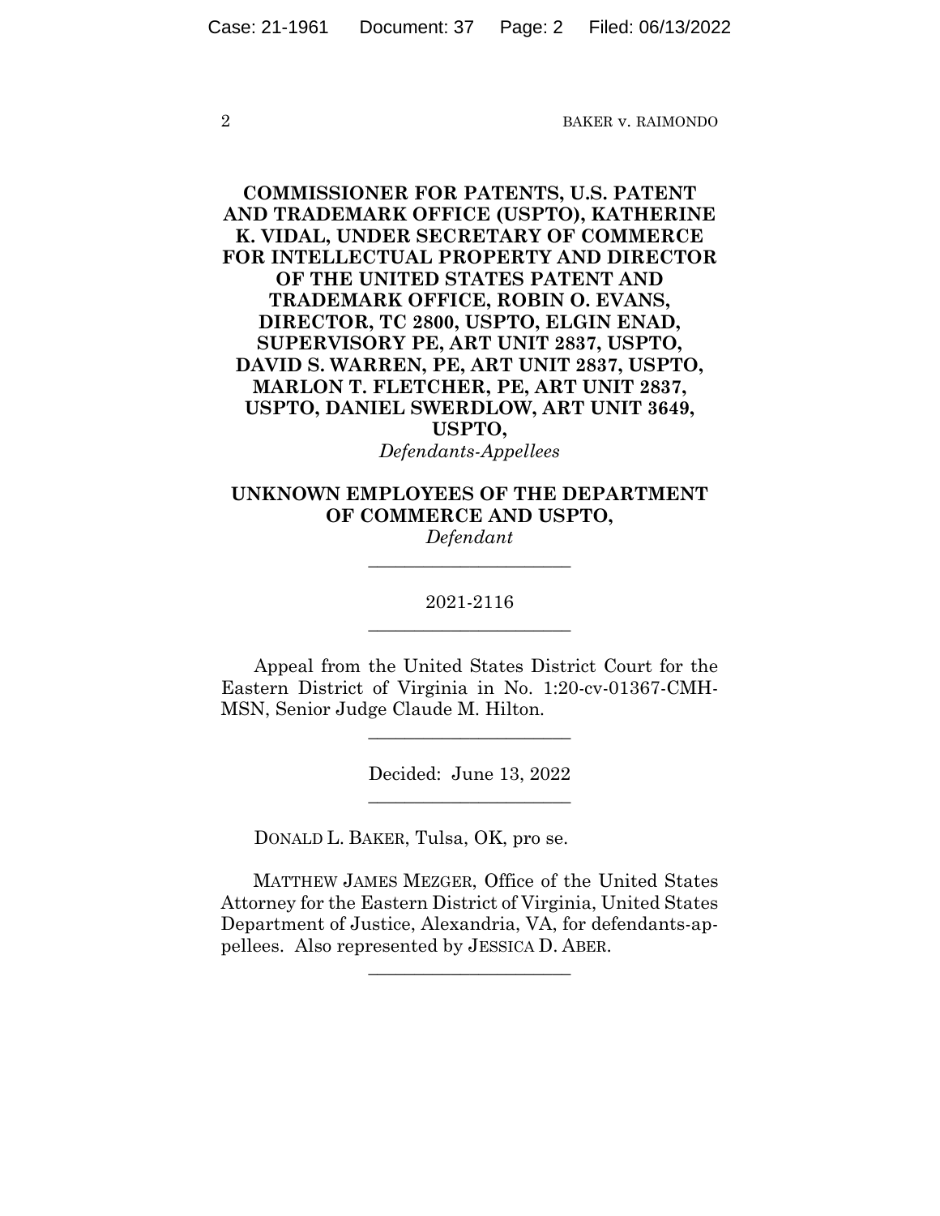**COMMISSIONER FOR PATENTS, U.S. PATENT AND TRADEMARK OFFICE (USPTO), KATHERINE K. VIDAL, UNDER SECRETARY OF COMMERCE FOR INTELLECTUAL PROPERTY AND DIRECTOR OF THE UNITED STATES PATENT AND TRADEMARK OFFICE, ROBIN O. EVANS, DIRECTOR, TC 2800, USPTO, ELGIN ENAD, SUPERVISORY PE, ART UNIT 2837, USPTO, DAVID S. WARREN, PE, ART UNIT 2837, USPTO, MARLON T. FLETCHER, PE, ART UNIT 2837, USPTO, DANIEL SWERDLOW, ART UNIT 3649, USPTO,**
*Defendants-Appellees*

**UNKNOWN EMPLOYEES OF THE DEPARTMENT OF COMMERCE AND USPTO,**
*Defendant*

---

2021-2116

---

Appeal from the United States District Court for the Eastern District of Virginia in No. 1:20-cv-01367-CMH-MSN, Senior Judge Claude M. Hilton.

---

Decided: June 13, 2022

---

DONALD L. BAKER, Tulsa, OK, pro se.

MATTHEW JAMES MEZGER, Office of the United States Attorney for the Eastern District of Virginia, United States Department of Justice, Alexandria, VA, for defendants-appellees. Also represented by JESSICA D. ABER.

---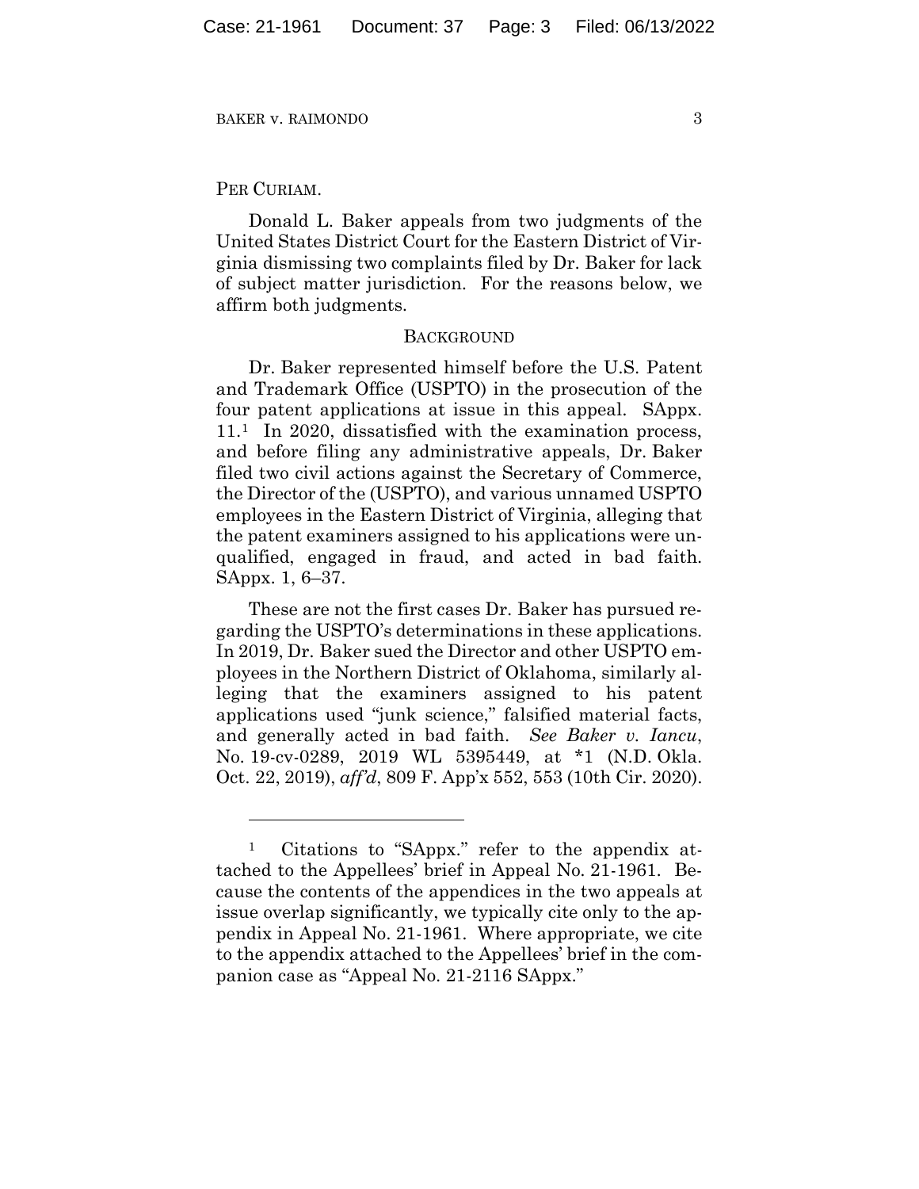PER CURIAM.

Donald L. Baker appeals from two judgments of the United States District Court for the Eastern District of Virginia dismissing two complaints filed by Dr. Baker for lack of subject matter jurisdiction. For the reasons below, we affirm both judgments.

## BACKGROUND

Dr. Baker represented himself before the U.S. Patent and Trademark Office (USPTO) in the prosecution of the four patent applications at issue in this appeal. SAppx. 11.[1] In 2020, dissatisfied with the examination process, and before filing any administrative appeals, Dr. Baker filed two civil actions against the Secretary of Commerce, the Director of the (USPTO), and various unnamed USPTO employees in the Eastern District of Virginia, alleging that the patent examiners assigned to his applications were unqualified, engaged in fraud, and acted in bad faith. SAppx. 1, 6–37.

These are not the first cases Dr. Baker has pursued regarding the USPTO's determinations in these applications. In 2019, Dr. Baker sued the Director and other USPTO employees in the Northern District of Oklahoma, similarly alleging that the examiners assigned to his patent applications used "junk science," falsified material facts, and generally acted in bad faith. *See Baker v. Iancu*, No. 19-cv-0289, 2019 WL 5395449, at *1 (N.D. Okla. Oct. 22, 2019), *aff'd*, 809 F. App'x 552, 553 (10th Cir. 2020).

---

[1] Citations to "SAppx." refer to the appendix attached to the Appellees' brief in Appeal No. 21-1961. Because the contents of the appendices in the two appeals at issue overlap significantly, we typically cite only to the appendix in Appeal No. 21-1961. Where appropriate, we cite to the appendix attached to the Appellees' brief in the companion case as "Appeal No. 21-2116 SAppx."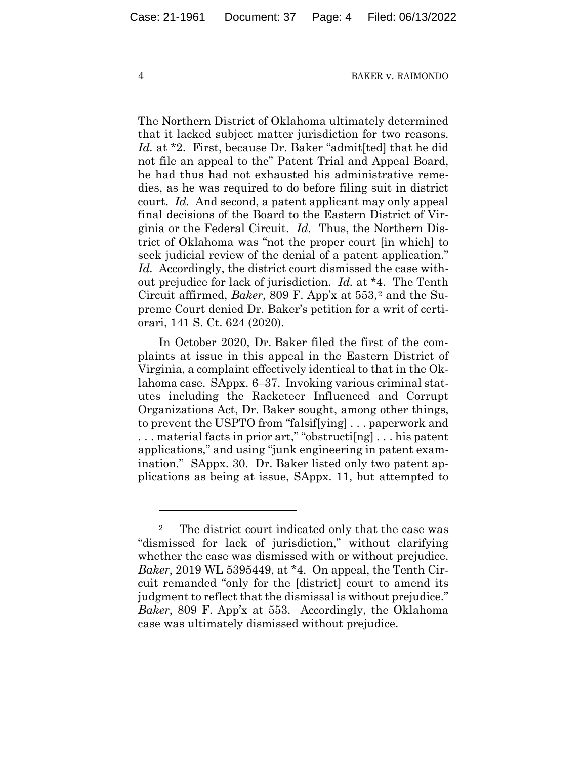The Northern District of Oklahoma ultimately determined that it lacked subject matter jurisdiction for two reasons. *Id.* at \*2. First, because Dr. Baker "admit[ted] that he did not file an appeal to the" Patent Trial and Appeal Board, he had thus had not exhausted his administrative remedies, as he was required to do before filing suit in district court. *Id.* And second, a patent applicant may only appeal final decisions of the Board to the Eastern District of Virginia or the Federal Circuit. *Id.* Thus, the Northern District of Oklahoma was "not the proper court [in which] to seek judicial review of the denial of a patent application." *Id.* Accordingly, the district court dismissed the case without prejudice for lack of jurisdiction. *Id.* at \*4. The Tenth Circuit affirmed, *Baker*, 809 F. App'x at 553,[2] and the Supreme Court denied Dr. Baker's petition for a writ of certiorari, 141 S. Ct. 624 (2020).

In October 2020, Dr. Baker filed the first of the complaints at issue in this appeal in the Eastern District of Virginia, a complaint effectively identical to that in the Oklahoma case. SAppx. 6–37. Invoking various criminal statutes including the Racketeer Influenced and Corrupt Organizations Act, Dr. Baker sought, among other things, to prevent the USPTO from "falsif[ying] . . . paperwork and . . . material facts in prior art," "obstructi[ng] . . . his patent applications," and using "junk engineering in patent examination." SAppx. 30. Dr. Baker listed only two patent applications as being at issue, SAppx. 11, but attempted to

---

[2] The district court indicated only that the case was "dismissed for lack of jurisdiction," without clarifying whether the case was dismissed with or without prejudice. *Baker*, 2019 WL 5395449, at \*4. On appeal, the Tenth Circuit remanded "only for the [district] court to amend its judgment to reflect that the dismissal is without prejudice." *Baker*, 809 F. App'x at 553. Accordingly, the Oklahoma case was ultimately dismissed without prejudice.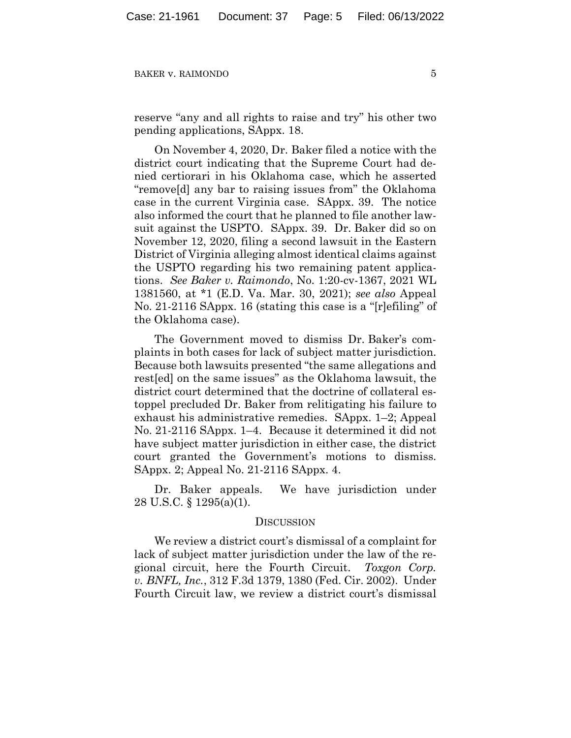reserve "any and all rights to raise and try" his other two pending applications, SAppx. 18.

On November 4, 2020, Dr. Baker filed a notice with the district court indicating that the Supreme Court had denied certiorari in his Oklahoma case, which he asserted "remove[d] any bar to raising issues from" the Oklahoma case in the current Virginia case. SAppx. 39. The notice also informed the court that he planned to file another lawsuit against the USPTO. SAppx. 39. Dr. Baker did so on November 12, 2020, filing a second lawsuit in the Eastern District of Virginia alleging almost identical claims against the USPTO regarding his two remaining patent applications. *See Baker v. Raimondo*, No. 1:20-cv-1367, 2021 WL 1381560, at *1 (E.D. Va. Mar. 30, 2021); *see also* Appeal No. 21-2116 SAppx. 16 (stating this case is a "[r]efiling" of the Oklahoma case).

The Government moved to dismiss Dr. Baker's complaints in both cases for lack of subject matter jurisdiction. Because both lawsuits presented "the same allegations and rest[ed] on the same issues" as the Oklahoma lawsuit, the district court determined that the doctrine of collateral estoppel precluded Dr. Baker from relitigating his failure to exhaust his administrative remedies. SAppx. 1–2; Appeal No. 21-2116 SAppx. 1–4. Because it determined it did not have subject matter jurisdiction in either case, the district court granted the Government's motions to dismiss. SAppx. 2; Appeal No. 21-2116 SAppx. 4.

Dr. Baker appeals. We have jurisdiction under 28 U.S.C. § 1295(a)(1).

## DISCUSSION

We review a district court's dismissal of a complaint for lack of subject matter jurisdiction under the law of the regional circuit, here the Fourth Circuit. *Toxgon Corp. v. BNFL, Inc.*, 312 F.3d 1379, 1380 (Fed. Cir. 2002). Under Fourth Circuit law, we review a district court's dismissal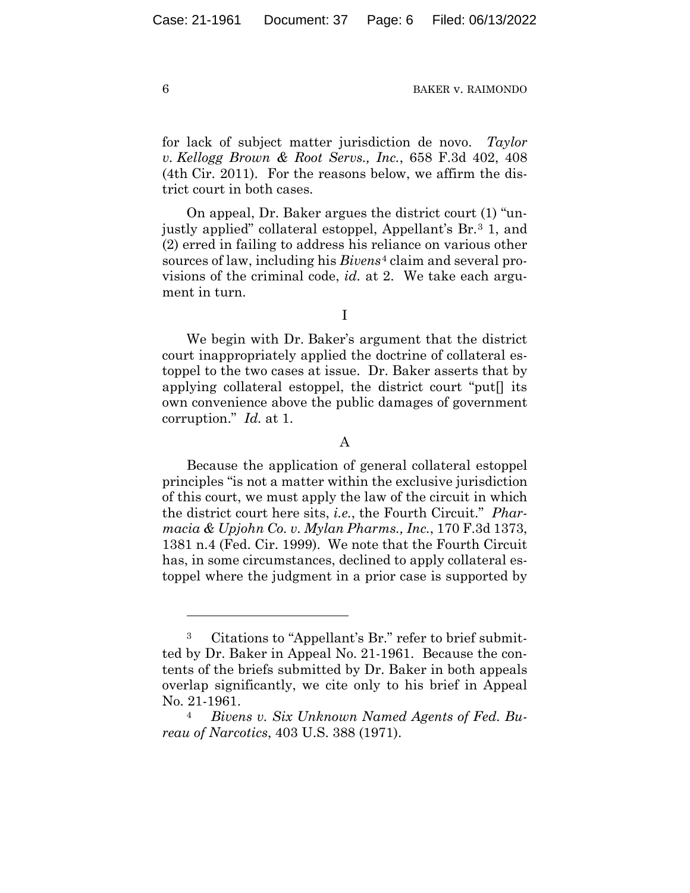for lack of subject matter jurisdiction de novo. *Taylor v. Kellogg Brown & Root Servs., Inc.*, 658 F.3d 402, 408 (4th Cir. 2011). For the reasons below, we affirm the district court in both cases.

On appeal, Dr. Baker argues the district court (1) "unjustly applied" collateral estoppel, Appellant's Br.[3] 1, and (2) erred in failing to address his reliance on various other sources of law, including his *Bivens*[4] claim and several provisions of the criminal code, *id.* at 2. We take each argument in turn.

I

We begin with Dr. Baker's argument that the district court inappropriately applied the doctrine of collateral estoppel to the two cases at issue. Dr. Baker asserts that by applying collateral estoppel, the district court "put[] its own convenience above the public damages of government corruption." *Id.* at 1.

A

Because the application of general collateral estoppel principles "is not a matter within the exclusive jurisdiction of this court, we must apply the law of the circuit in which the district court here sits, *i.e.*, the Fourth Circuit." *Pharmacia & Upjohn Co. v. Mylan Pharms., Inc.*, 170 F.3d 1373, 1381 n.4 (Fed. Cir. 1999). We note that the Fourth Circuit has, in some circumstances, declined to apply collateral estoppel where the judgment in a prior case is supported by

---

[3] Citations to "Appellant's Br." refer to brief submitted by Dr. Baker in Appeal No. 21-1961. Because the contents of the briefs submitted by Dr. Baker in both appeals overlap significantly, we cite only to his brief in Appeal No. 21-1961.

[4] *Bivens v. Six Unknown Named Agents of Fed. Bureau of Narcotics*, 403 U.S. 388 (1971).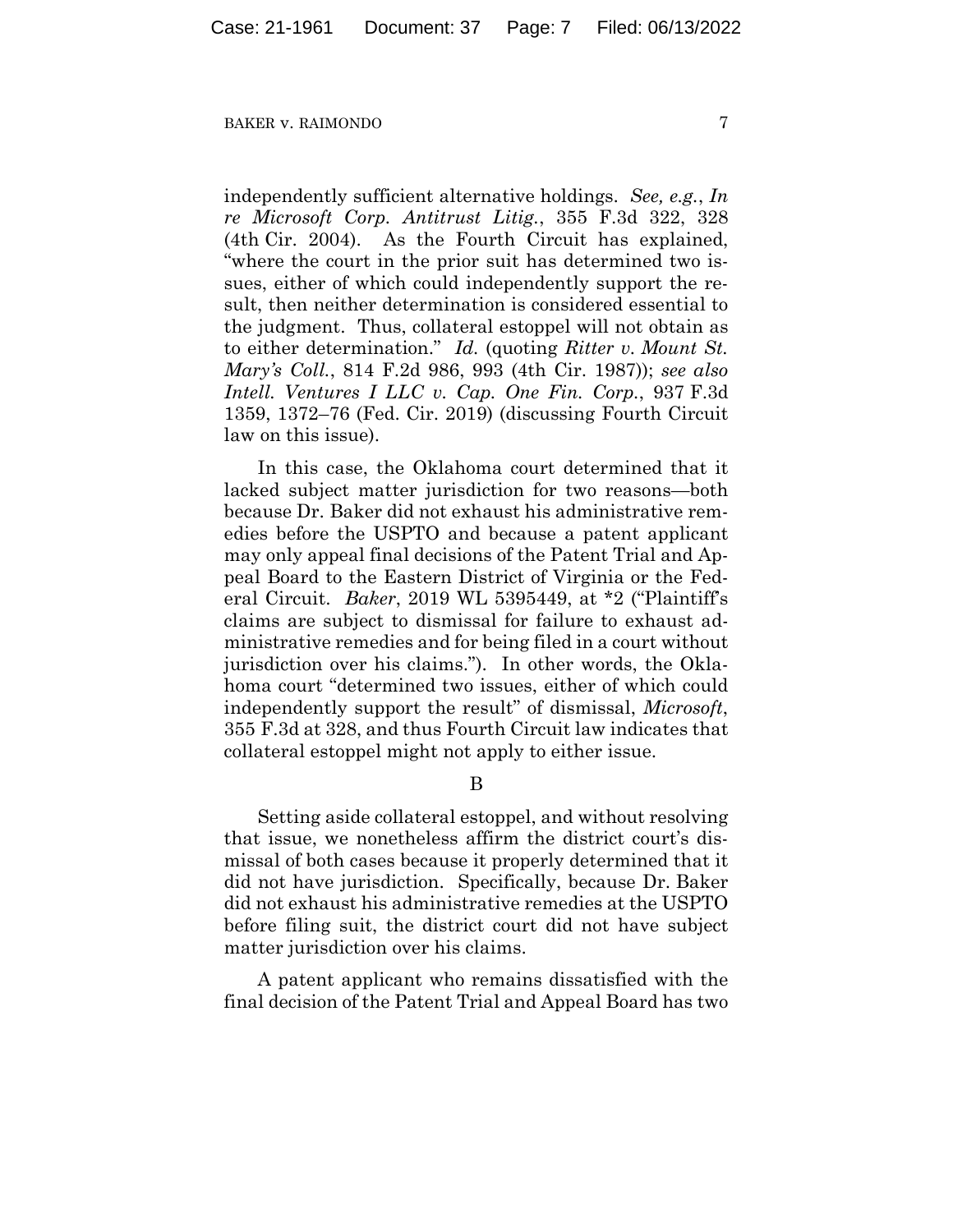independently sufficient alternative holdings. *See, e.g.*, *In re Microsoft Corp. Antitrust Litig.*, 355 F.3d 322, 328 (4th Cir. 2004). As the Fourth Circuit has explained, "where the court in the prior suit has determined two issues, either of which could independently support the result, then neither determination is considered essential to the judgment. Thus, collateral estoppel will not obtain as to either determination." *Id.* (quoting *Ritter v. Mount St. Mary's Coll.*, 814 F.2d 986, 993 (4th Cir. 1987)); *see also Intell. Ventures I LLC v. Cap. One Fin. Corp.*, 937 F.3d 1359, 1372–76 (Fed. Cir. 2019) (discussing Fourth Circuit law on this issue).

In this case, the Oklahoma court determined that it lacked subject matter jurisdiction for two reasons—both because Dr. Baker did not exhaust his administrative remedies before the USPTO and because a patent applicant may only appeal final decisions of the Patent Trial and Appeal Board to the Eastern District of Virginia or the Federal Circuit. *Baker*, 2019 WL 5395449, at \*2 ("Plaintiff's claims are subject to dismissal for failure to exhaust administrative remedies and for being filed in a court without jurisdiction over his claims."). In other words, the Oklahoma court "determined two issues, either of which could independently support the result" of dismissal, *Microsoft*, 355 F.3d at 328, and thus Fourth Circuit law indicates that collateral estoppel might not apply to either issue.

B

Setting aside collateral estoppel, and without resolving that issue, we nonetheless affirm the district court's dismissal of both cases because it properly determined that it did not have jurisdiction. Specifically, because Dr. Baker did not exhaust his administrative remedies at the USPTO before filing suit, the district court did not have subject matter jurisdiction over his claims.

A patent applicant who remains dissatisfied with the final decision of the Patent Trial and Appeal Board has two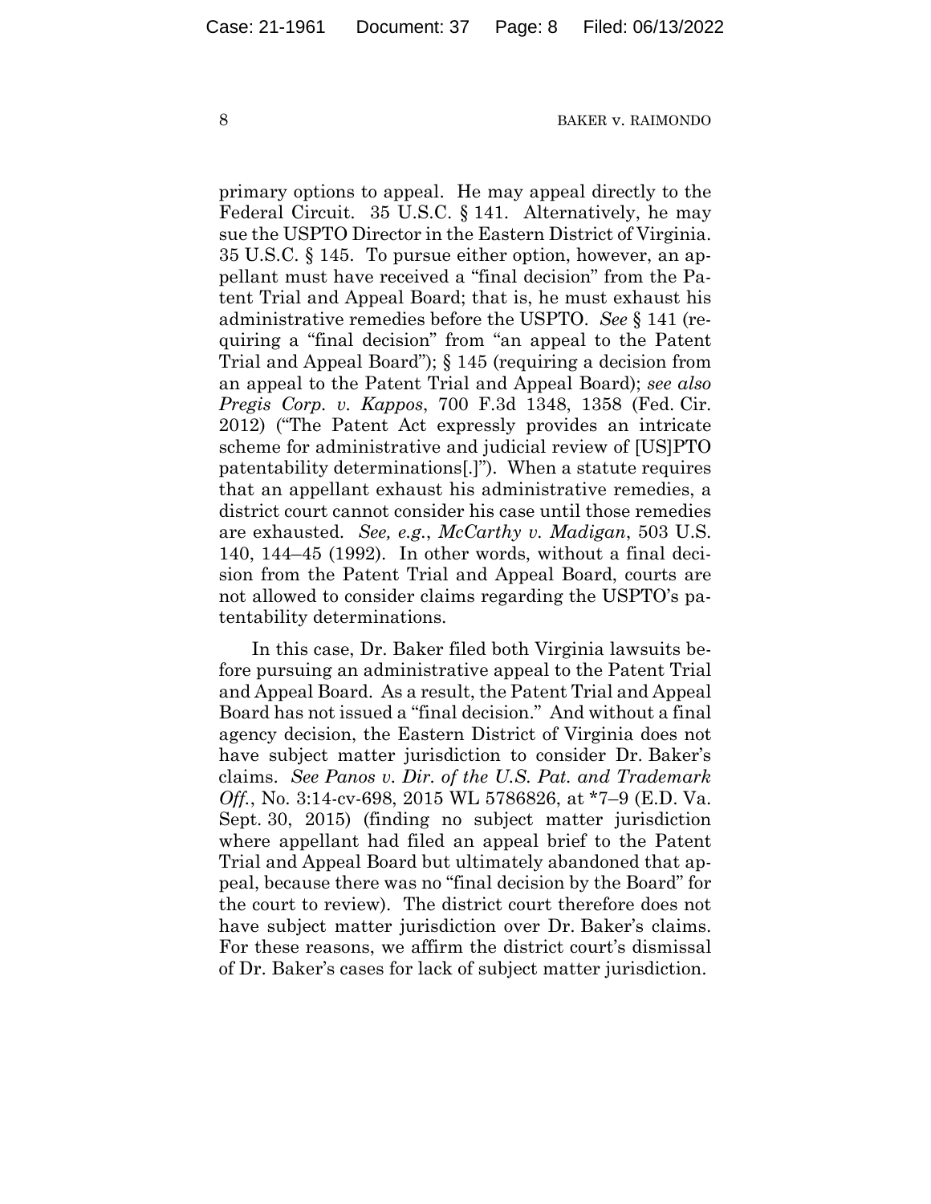primary options to appeal. He may appeal directly to the Federal Circuit. 35 U.S.C. § 141. Alternatively, he may sue the USPTO Director in the Eastern District of Virginia. 35 U.S.C. § 145. To pursue either option, however, an appellant must have received a "final decision" from the Patent Trial and Appeal Board; that is, he must exhaust his administrative remedies before the USPTO. *See* § 141 (requiring a "final decision" from "an appeal to the Patent Trial and Appeal Board"); § 145 (requiring a decision from an appeal to the Patent Trial and Appeal Board); *see also Pregis Corp. v. Kappos*, 700 F.3d 1348, 1358 (Fed. Cir. 2012) ("The Patent Act expressly provides an intricate scheme for administrative and judicial review of [US]PTO patentability determinations[.]"). When a statute requires that an appellant exhaust his administrative remedies, a district court cannot consider his case until those remedies are exhausted. *See, e.g.*, *McCarthy v. Madigan*, 503 U.S. 140, 144–45 (1992). In other words, without a final decision from the Patent Trial and Appeal Board, courts are not allowed to consider claims regarding the USPTO's patentability determinations.

In this case, Dr. Baker filed both Virginia lawsuits before pursuing an administrative appeal to the Patent Trial and Appeal Board. As a result, the Patent Trial and Appeal Board has not issued a "final decision." And without a final agency decision, the Eastern District of Virginia does not have subject matter jurisdiction to consider Dr. Baker's claims. *See Panos v. Dir. of the U.S. Pat. and Trademark Off.*, No. 3:14-cv-698, 2015 WL 5786826, at *7–9 (E.D. Va. Sept. 30, 2015) (finding no subject matter jurisdiction where appellant had filed an appeal brief to the Patent Trial and Appeal Board but ultimately abandoned that appeal, because there was no "final decision by the Board" for the court to review). The district court therefore does not have subject matter jurisdiction over Dr. Baker's claims. For these reasons, we affirm the district court's dismissal of Dr. Baker's cases for lack of subject matter jurisdiction.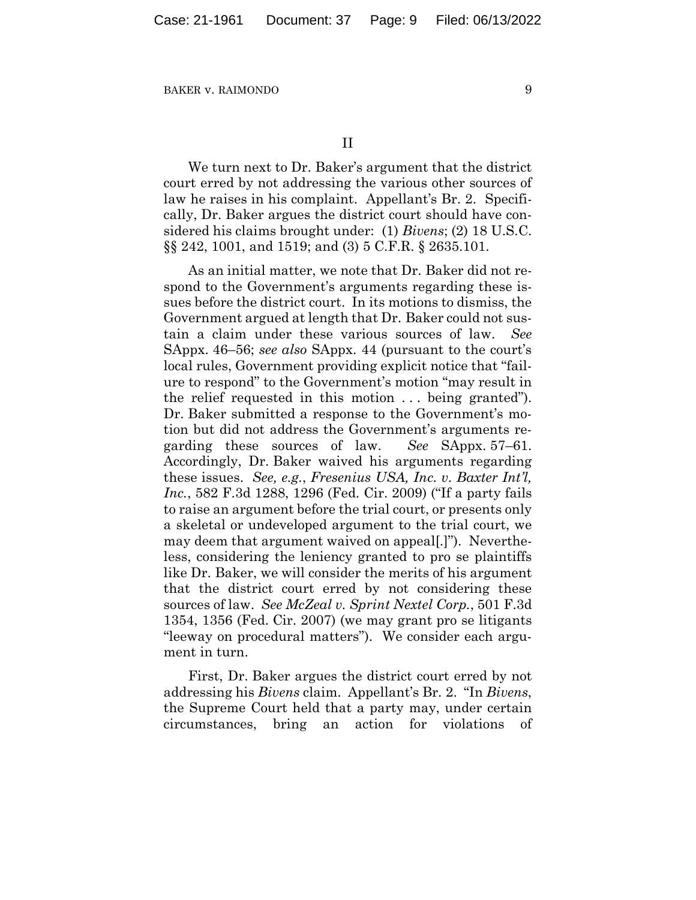## II

We turn next to Dr. Baker's argument that the district court erred by not addressing the various other sources of law he raises in his complaint. Appellant's Br. 2. Specifically, Dr. Baker argues the district court should have considered his claims brought under: (1) *Bivens*; (2) 18 U.S.C. §§ 242, 1001, and 1519; and (3) 5 C.F.R. § 2635.101.

As an initial matter, we note that Dr. Baker did not respond to the Government's arguments regarding these issues before the district court. In its motions to dismiss, the Government argued at length that Dr. Baker could not sustain a claim under these various sources of law. *See* SAppx. 46–56; *see also* SAppx. 44 (pursuant to the court's local rules, Government providing explicit notice that "failure to respond" to the Government's motion "may result in the relief requested in this motion . . . being granted"). Dr. Baker submitted a response to the Government's motion but did not address the Government's arguments regarding these sources of law. *See* SAppx. 57–61. Accordingly, Dr. Baker waived his arguments regarding these issues. *See, e.g.*, *Fresenius USA, Inc. v. Baxter Int'l, Inc.*, 582 F.3d 1288, 1296 (Fed. Cir. 2009) ("If a party fails to raise an argument before the trial court, or presents only a skeletal or undeveloped argument to the trial court, we may deem that argument waived on appeal[.]"). Nevertheless, considering the leniency granted to pro se plaintiffs like Dr. Baker, we will consider the merits of his argument that the district court erred by not considering these sources of law. *See McZeal v. Sprint Nextel Corp.*, 501 F.3d 1354, 1356 (Fed. Cir. 2007) (we may grant pro se litigants "leeway on procedural matters"). We consider each argument in turn.

First, Dr. Baker argues the district court erred by not addressing his *Bivens* claim. Appellant's Br. 2. "In *Bivens*, the Supreme Court held that a party may, under certain circumstances, bring an action for violations of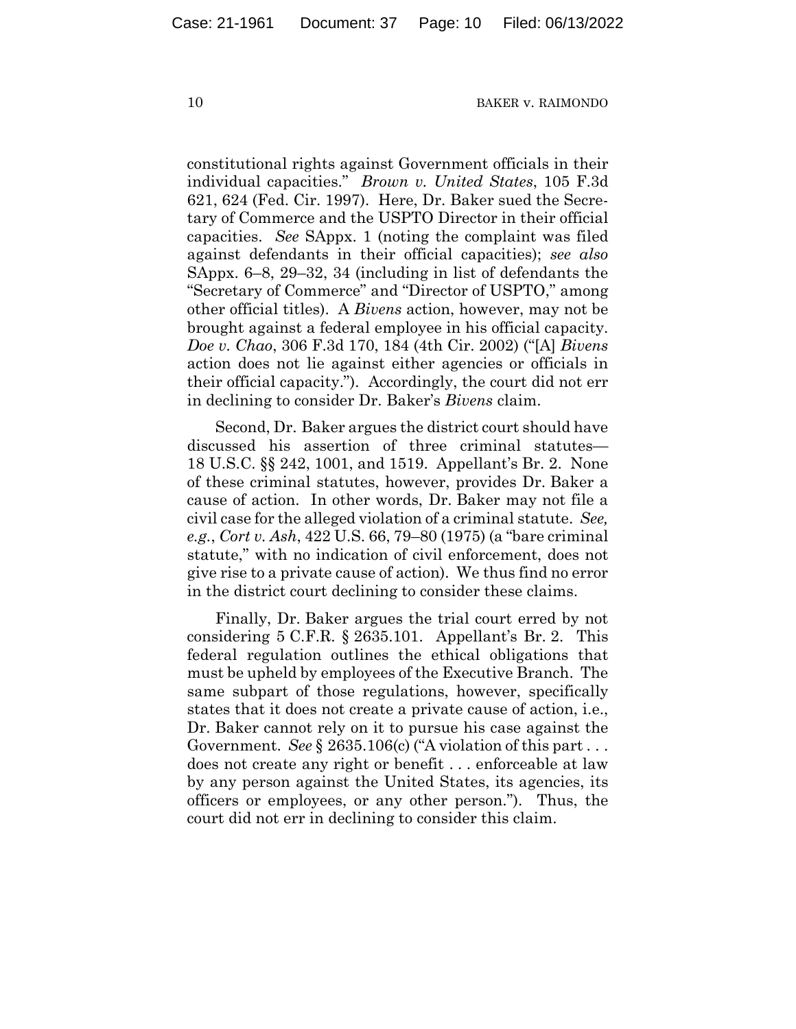constitutional rights against Government officials in their individual capacities." *Brown v. United States*, 105 F.3d 621, 624 (Fed. Cir. 1997). Here, Dr. Baker sued the Secretary of Commerce and the USPTO Director in their official capacities. *See* SAppx. 1 (noting the complaint was filed against defendants in their official capacities); *see also* SAppx. 6–8, 29–32, 34 (including in list of defendants the "Secretary of Commerce" and "Director of USPTO," among other official titles). A *Bivens* action, however, may not be brought against a federal employee in his official capacity. *Doe v. Chao*, 306 F.3d 170, 184 (4th Cir. 2002) ("[A] *Bivens* action does not lie against either agencies or officials in their official capacity."). Accordingly, the court did not err in declining to consider Dr. Baker's *Bivens* claim.

Second, Dr. Baker argues the district court should have discussed his assertion of three criminal statutes— 18 U.S.C. §§ 242, 1001, and 1519. Appellant's Br. 2. None of these criminal statutes, however, provides Dr. Baker a cause of action. In other words, Dr. Baker may not file a civil case for the alleged violation of a criminal statute. *See, e.g.*, *Cort v. Ash*, 422 U.S. 66, 79–80 (1975) (a "bare criminal statute," with no indication of civil enforcement, does not give rise to a private cause of action). We thus find no error in the district court declining to consider these claims.

Finally, Dr. Baker argues the trial court erred by not considering 5 C.F.R. § 2635.101. Appellant's Br. 2. This federal regulation outlines the ethical obligations that must be upheld by employees of the Executive Branch. The same subpart of those regulations, however, specifically states that it does not create a private cause of action, i.e., Dr. Baker cannot rely on it to pursue his case against the Government. *See* § 2635.106(c) ("A violation of this part . . . does not create any right or benefit . . . enforceable at law by any person against the United States, its agencies, its officers or employees, or any other person."). Thus, the court did not err in declining to consider this claim.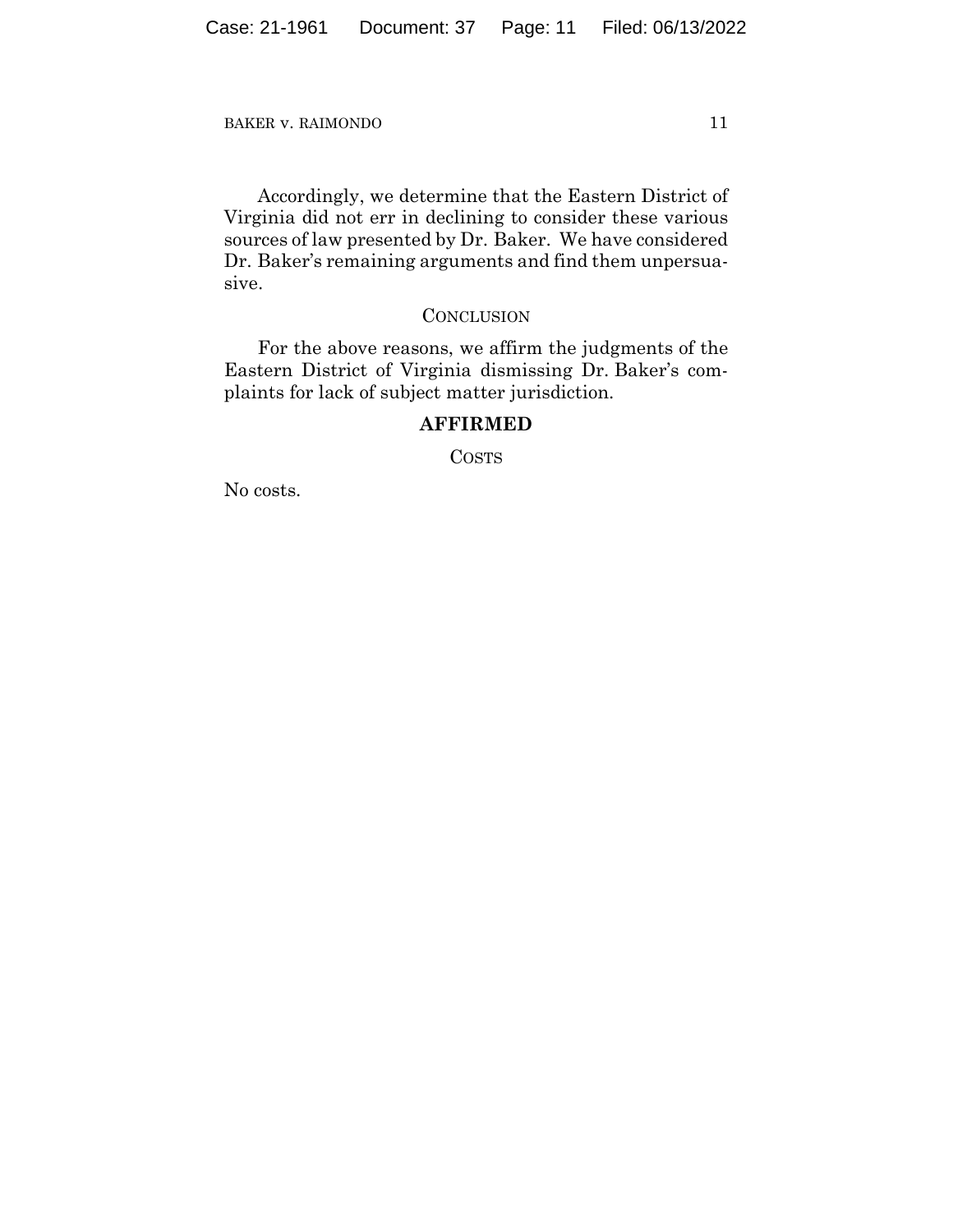Accordingly, we determine that the Eastern District of Virginia did not err in declining to consider these various sources of law presented by Dr. Baker. We have considered Dr. Baker's remaining arguments and find them unpersuasive.

## CONCLUSION

For the above reasons, we affirm the judgments of the Eastern District of Virginia dismissing Dr. Baker's complaints for lack of subject matter jurisdiction.

## AFFIRMED

## COSTS

No costs.